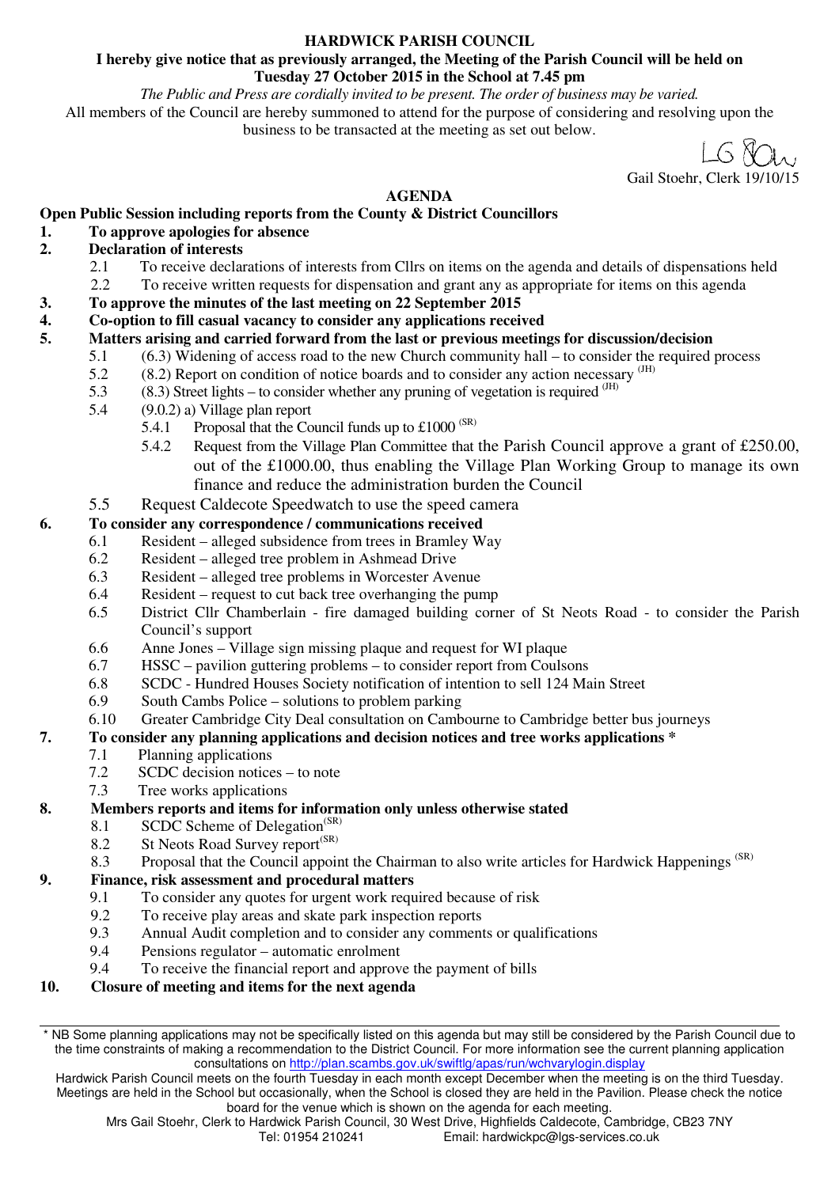**HARDWICK PARISH COUNCIL**

**I hereby give notice that as previously arranged, the Meeting of the Parish Council will be held on Tuesday 27 October 2015 in the School at 7.45 pm**

*The Public and Press are cordially invited to be present. The order of business may be varied.*

All members of the Council are hereby summoned to attend for the purpose of considering and resolving upon the business to be transacted at the meeting as set out below.

Gail Stoehr, Clerk 19/10/15

## AGENDA

**Open Public Session including reports from the County & District Councillors**

**1. To approve apologies for absence**

**2. Declaration of interests**

- 2.1 To receive declarations of interests from Cllrs on items on the agenda and details of dispensations held
- 2.2 To receive written requests for dispensation and grant any as appropriate for items on this agenda

**3. To approve the minutes of the last meeting on 22 September 2015**

**4. Co-option to fill casual vacancy to consider any applications received**

**5. Matters arising and carried forward from the last or previous meetings for discussion/decision**

- 5.1 (6.3) Widening of access road to the new Church community hall – to consider the required process
- 5.2 (8.2) Report on condition of notice boards and to consider any action necessary (JH)
- 5.3 (8.3) Street lights – to consider whether any pruning of vegetation is required (JH)
- 5.4 (9.0.2) a) Village plan report
  - 5.4.1 Proposal that the Council funds up to £1000 (SR)
  - 5.4.2 Request from the Village Plan Committee that the Parish Council approve a grant of £250.00, out of the £1000.00, thus enabling the Village Plan Working Group to manage its own finance and reduce the administration burden the Council
- 5.5 Request Caldecote Speedwatch to use the speed camera

**6. To consider any correspondence / communications received**

- 6.1 Resident – alleged subsidence from trees in Bramley Way
- 6.2 Resident – alleged tree problem in Ashmead Drive
- 6.3 Resident – alleged tree problems in Worcester Avenue
- 6.4 Resident – request to cut back tree overhanging the pump
- 6.5 District Cllr Chamberlain - fire damaged building corner of St Neots Road - to consider the Parish Council's support
- 6.6 Anne Jones – Village sign missing plaque and request for WI plaque
- 6.7 HSSC – pavilion guttering problems – to consider report from Coulsons
- 6.8 SCDC - Hundred Houses Society notification of intention to sell 124 Main Street
- 6.9 South Cambs Police – solutions to problem parking
- 6.10 Greater Cambridge City Deal consultation on Cambourne to Cambridge better bus journeys

**7. To consider any planning applications and decision notices and tree works applications \***

- 7.1 Planning applications
- 7.2 SCDC decision notices – to note
- 7.3 Tree works applications

**8. Members reports and items for information only unless otherwise stated**

- 8.1 SCDC Scheme of Delegation(SR)
- 8.2 St Neots Road Survey report(SR)
- 8.3 Proposal that the Council appoint the Chairman to also write articles for Hardwick Happenings (SR)

**9. Finance, risk assessment and procedural matters**

- 9.1 To consider any quotes for urgent work required because of risk
- 9.2 To receive play areas and skate park inspection reports
- 9.3 Annual Audit completion and to consider any comments or qualifications
- 9.4 Pensions regulator – automatic enrolment
- 9.4 To receive the financial report and approve the payment of bills

**10. Closure of meeting and items for the next agenda**

---

\* NB Some planning applications may not be specifically listed on this agenda but may still be considered by the Parish Council due to the time constraints of making a recommendation to the District Council. For more information see the current planning application consultations on http://plan.scambs.gov.uk/swiftlg/apas/run/wchvarylogin.display

Hardwick Parish Council meets on the fourth Tuesday in each month except December when the meeting is on the third Tuesday. Meetings are held in the School but occasionally, when the School is closed they are held in the Pavilion. Please check the notice board for the venue which is shown on the agenda for each meeting.

Mrs Gail Stoehr, Clerk to Hardwick Parish Council, 30 West Drive, Highfields Caldecote, Cambridge, CB23 7NY
Tel: 01954 210241 Email: hardwickpc@lgs-services.co.uk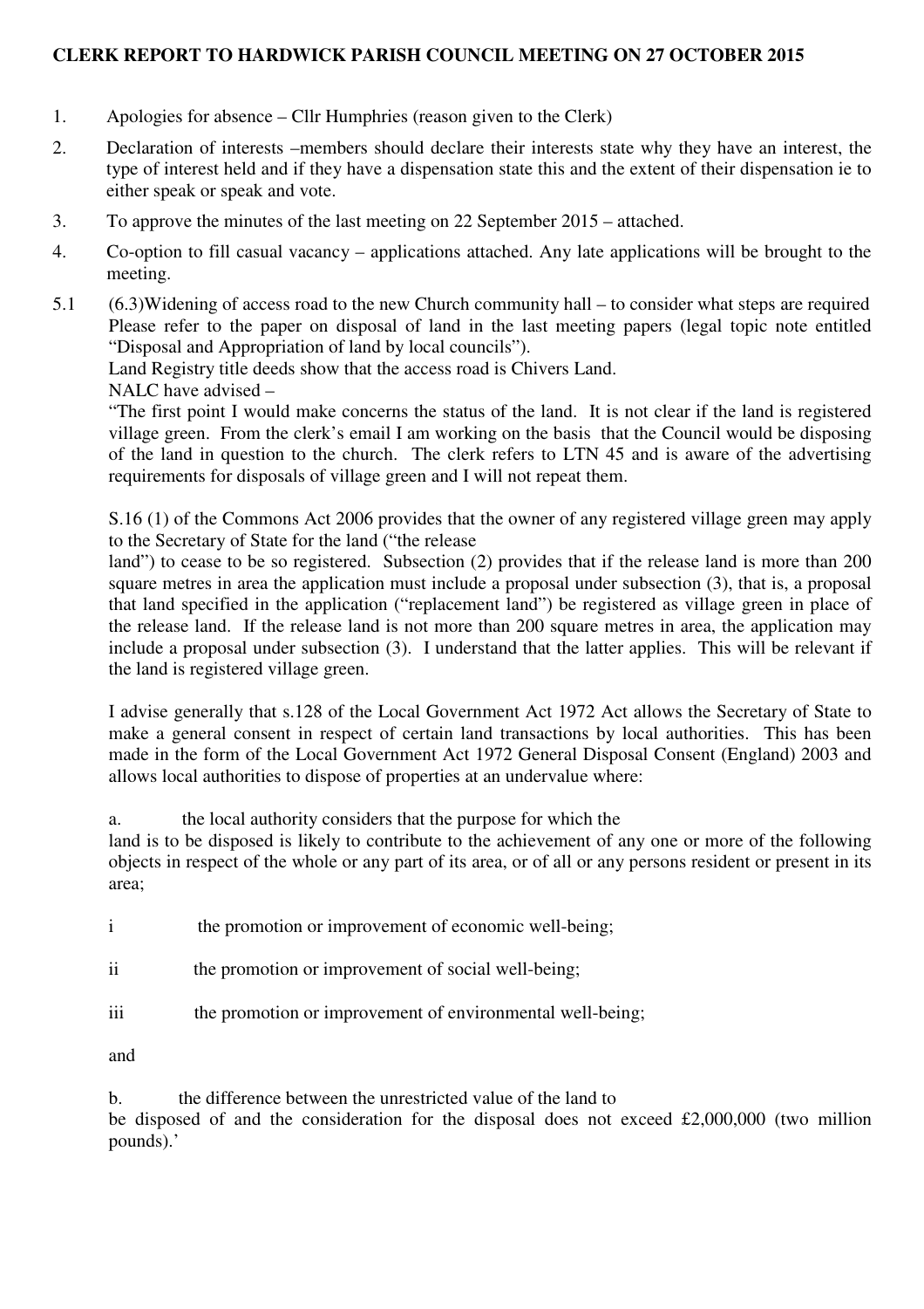**CLERK REPORT TO HARDWICK PARISH COUNCIL MEETING ON 27 OCTOBER 2015**

1. Apologies for absence – Cllr Humphries (reason given to the Clerk)

2. Declaration of interests –members should declare their interests state why they have an interest, the type of interest held and if they have a dispensation state this and the extent of their dispensation ie to either speak or speak and vote.

3. To approve the minutes of the last meeting on 22 September 2015 – attached.

4. Co-option to fill casual vacancy – applications attached. Any late applications will be brought to the meeting.

5.1 (6.3)Widening of access road to the new Church community hall – to consider what steps are required Please refer to the paper on disposal of land in the last meeting papers (legal topic note entitled "Disposal and Appropriation of land by local councils").

   Land Registry title deeds show that the access road is Chivers Land.

   NALC have advised –

   "The first point I would make concerns the status of the land. It is not clear if the land is registered village green. From the clerk's email I am working on the basis that the Council would be disposing of the land in question to the church. The clerk refers to LTN 45 and is aware of the advertising requirements for disposals of village green and I will not repeat them.

   S.16 (1) of the Commons Act 2006 provides that the owner of any registered village green may apply to the Secretary of State for the land ("the release land") to cease to be so registered. Subsection (2) provides that if the release land is more than 200 square metres in area the application must include a proposal under subsection (3), that is, a proposal that land specified in the application ("replacement land") be registered as village green in place of the release land. If the release land is not more than 200 square metres in area, the application may include a proposal under subsection (3). I understand that the latter applies. This will be relevant if the land is registered village green.

   I advise generally that s.128 of the Local Government Act 1972 Act allows the Secretary of State to make a general consent in respect of certain land transactions by local authorities. This has been made in the form of the Local Government Act 1972 General Disposal Consent (England) 2003 and allows local authorities to dispose of properties at an undervalue where:

   a. the local authority considers that the purpose for which the land is to be disposed is likely to contribute to the achievement of any one or more of the following objects in respect of the whole or any part of its area, or of all or any persons resident or present in its area;

   i the promotion or improvement of economic well-being;

   ii the promotion or improvement of social well-being;

   iii the promotion or improvement of environmental well-being;

   and

   b. the difference between the unrestricted value of the land to be disposed of and the consideration for the disposal does not exceed £2,000,000 (two million pounds).'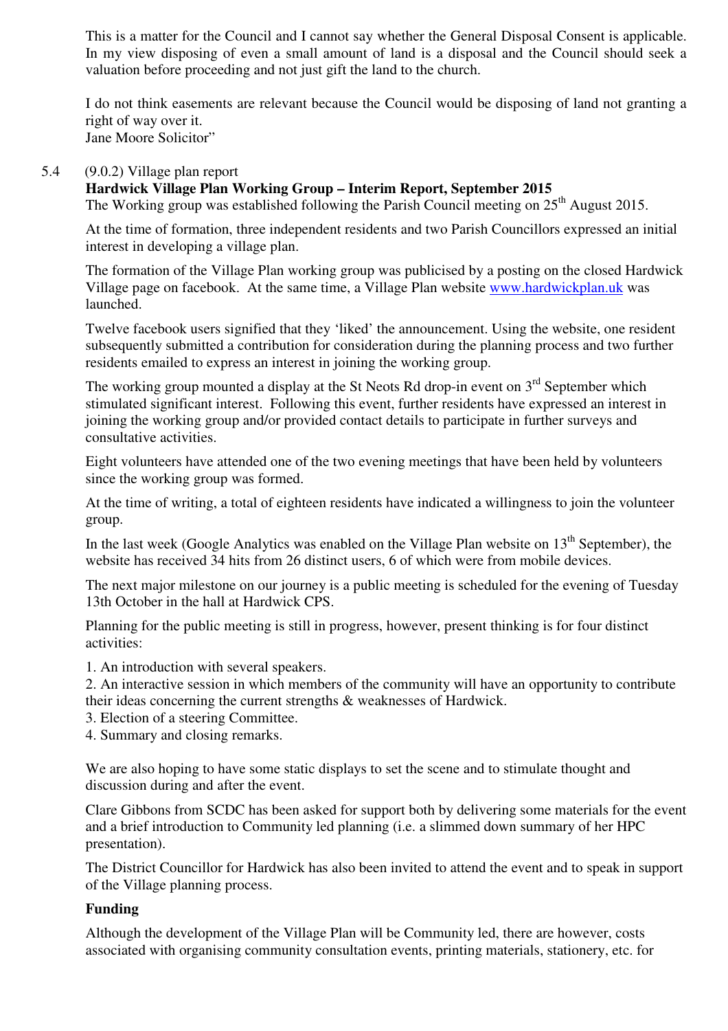This is a matter for the Council and I cannot say whether the General Disposal Consent is applicable. In my view disposing of even a small amount of land is a disposal and the Council should seek a valuation before proceeding and not just gift the land to the church.

I do not think easements are relevant because the Council would be disposing of land not granting a right of way over it.
Jane Moore Solicitor"

5.4 (9.0.2) Village plan report

**Hardwick Village Plan Working Group – Interim Report, September 2015**

The Working group was established following the Parish Council meeting on 25th August 2015.

At the time of formation, three independent residents and two Parish Councillors expressed an initial interest in developing a village plan.

The formation of the Village Plan working group was publicised by a posting on the closed Hardwick Village page on facebook. At the same time, a Village Plan website [www.hardwickplan.uk](www.hardwickplan.uk) was launched.

Twelve facebook users signified that they 'liked' the announcement. Using the website, one resident subsequently submitted a contribution for consideration during the planning process and two further residents emailed to express an interest in joining the working group.

The working group mounted a display at the St Neots Rd drop-in event on 3rd September which stimulated significant interest. Following this event, further residents have expressed an interest in joining the working group and/or provided contact details to participate in further surveys and consultative activities.

Eight volunteers have attended one of the two evening meetings that have been held by volunteers since the working group was formed.

At the time of writing, a total of eighteen residents have indicated a willingness to join the volunteer group.

In the last week (Google Analytics was enabled on the Village Plan website on 13th September), the website has received 34 hits from 26 distinct users, 6 of which were from mobile devices.

The next major milestone on our journey is a public meeting is scheduled for the evening of Tuesday 13th October in the hall at Hardwick CPS.

Planning for the public meeting is still in progress, however, present thinking is for four distinct activities:

1. An introduction with several speakers.
2. An interactive session in which members of the community will have an opportunity to contribute their ideas concerning the current strengths & weaknesses of Hardwick.
3. Election of a steering Committee.
4. Summary and closing remarks.

We are also hoping to have some static displays to set the scene and to stimulate thought and discussion during and after the event.

Clare Gibbons from SCDC has been asked for support both by delivering some materials for the event and a brief introduction to Community led planning (i.e. a slimmed down summary of her HPC presentation).

The District Councillor for Hardwick has also been invited to attend the event and to speak in support of the Village planning process.

**Funding**

Although the development of the Village Plan will be Community led, there are however, costs associated with organising community consultation events, printing materials, stationery, etc. for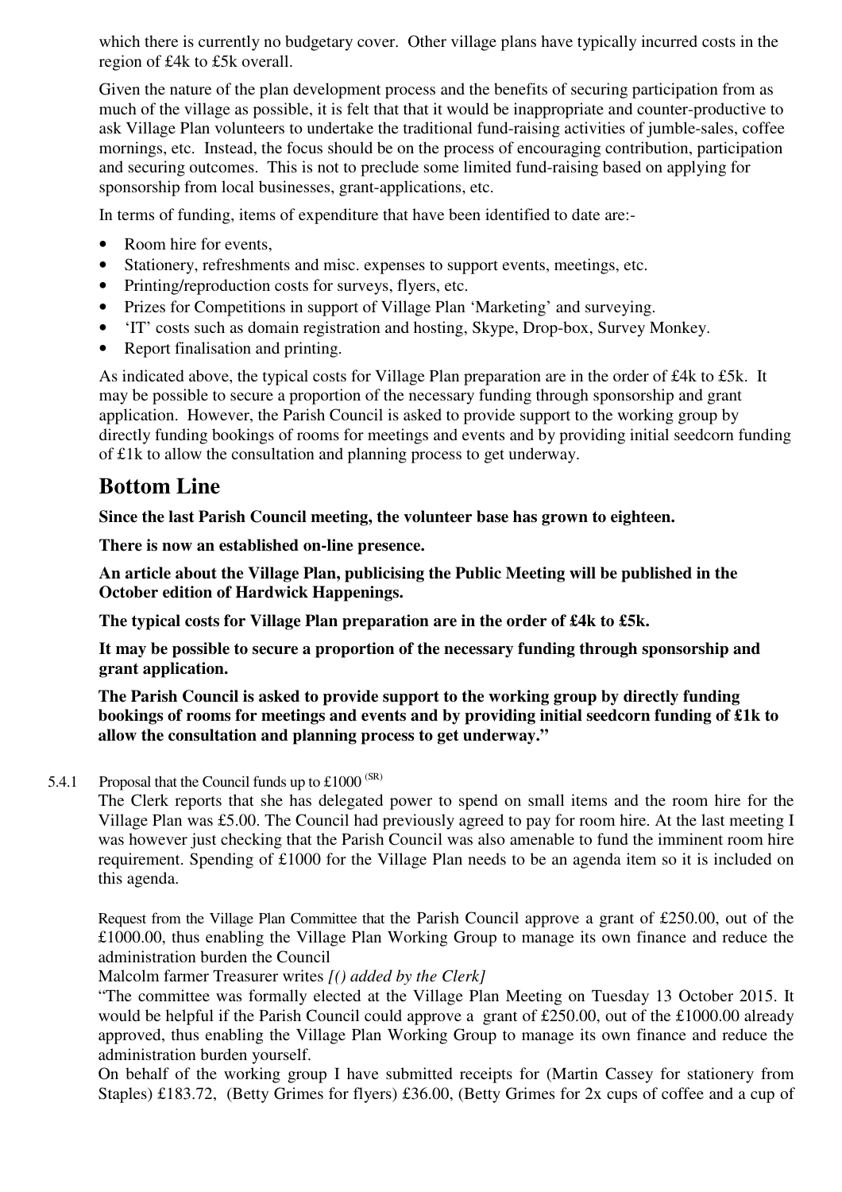which there is currently no budgetary cover. Other village plans have typically incurred costs in the region of £4k to £5k overall.

Given the nature of the plan development process and the benefits of securing participation from as much of the village as possible, it is felt that that it would be inappropriate and counter-productive to ask Village Plan volunteers to undertake the traditional fund-raising activities of jumble-sales, coffee mornings, etc. Instead, the focus should be on the process of encouraging contribution, participation and securing outcomes. This is not to preclude some limited fund-raising based on applying for sponsorship from local businesses, grant-applications, etc.

In terms of funding, items of expenditure that have been identified to date are:-

- Room hire for events,
- Stationery, refreshments and misc. expenses to support events, meetings, etc.
- Printing/reproduction costs for surveys, flyers, etc.
- Prizes for Competitions in support of Village Plan 'Marketing' and surveying.
- 'IT' costs such as domain registration and hosting, Skype, Drop-box, Survey Monkey.
- Report finalisation and printing.

As indicated above, the typical costs for Village Plan preparation are in the order of £4k to £5k. It may be possible to secure a proportion of the necessary funding through sponsorship and grant application. However, the Parish Council is asked to provide support to the working group by directly funding bookings of rooms for meetings and events and by providing initial seedcorn funding of £1k to allow the consultation and planning process to get underway.

## Bottom Line

**Since the last Parish Council meeting, the volunteer base has grown to eighteen.**

**There is now an established on-line presence.**

**An article about the Village Plan, publicising the Public Meeting will be published in the October edition of Hardwick Happenings.**

**The typical costs for Village Plan preparation are in the order of £4k to £5k.**

**It may be possible to secure a proportion of the necessary funding through sponsorship and grant application.**

**The Parish Council is asked to provide support to the working group by directly funding bookings of rooms for meetings and events and by providing initial seedcorn funding of £1k to allow the consultation and planning process to get underway."**

5.4.1 Proposal that the Council funds up to £1000 (SR)

The Clerk reports that she has delegated power to spend on small items and the room hire for the Village Plan was £5.00. The Council had previously agreed to pay for room hire. At the last meeting I was however just checking that the Parish Council was also amenable to fund the imminent room hire requirement. Spending of £1000 for the Village Plan needs to be an agenda item so it is included on this agenda.

Request from the Village Plan Committee that the Parish Council approve a grant of £250.00, out of the £1000.00, thus enabling the Village Plan Working Group to manage its own finance and reduce the administration burden the Council

Malcolm farmer Treasurer writes *[() added by the Clerk]*

"The committee was formally elected at the Village Plan Meeting on Tuesday 13 October 2015. It would be helpful if the Parish Council could approve a grant of £250.00, out of the £1000.00 already approved, thus enabling the Village Plan Working Group to manage its own finance and reduce the administration burden yourself.

On behalf of the working group I have submitted receipts for (Martin Cassey for stationery from Staples) £183.72, (Betty Grimes for flyers) £36.00, (Betty Grimes for 2x cups of coffee and a cup of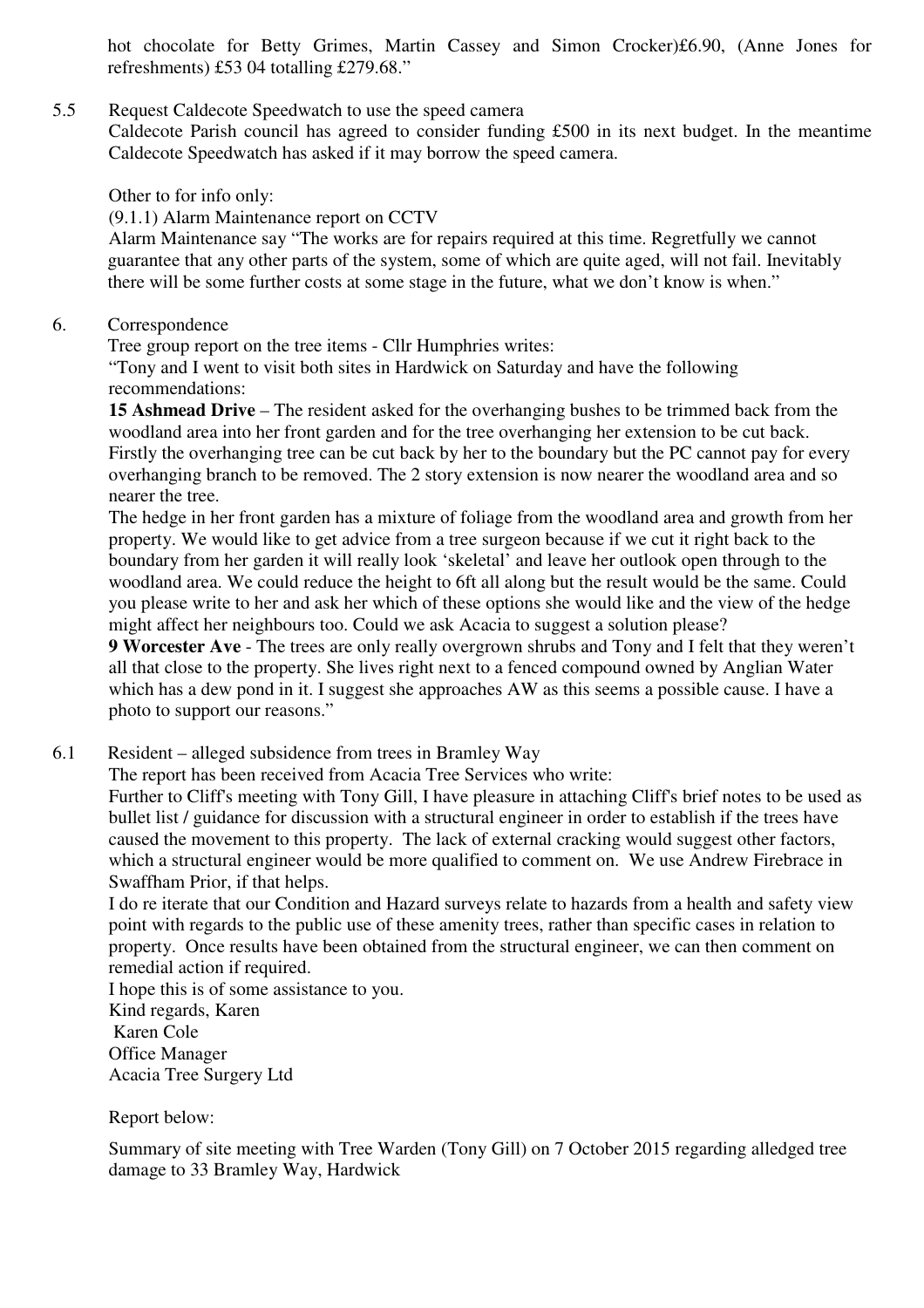hot chocolate for Betty Grimes, Martin Cassey and Simon Crocker)£6.90, (Anne Jones for refreshments) £53 04 totalling £279.68."

5.5 Request Caldecote Speedwatch to use the speed camera

Caldecote Parish council has agreed to consider funding £500 in its next budget. In the meantime Caldecote Speedwatch has asked if it may borrow the speed camera.

Other to for info only:

(9.1.1) Alarm Maintenance report on CCTV

Alarm Maintenance say "The works are for repairs required at this time. Regretfully we cannot guarantee that any other parts of the system, some of which are quite aged, will not fail. Inevitably there will be some further costs at some stage in the future, what we don't know is when."

6. Correspondence

Tree group report on the tree items - Cllr Humphries writes:

"Tony and I went to visit both sites in Hardwick on Saturday and have the following recommendations:

**15 Ashmead Drive** – The resident asked for the overhanging bushes to be trimmed back from the woodland area into her front garden and for the tree overhanging her extension to be cut back. Firstly the overhanging tree can be cut back by her to the boundary but the PC cannot pay for every overhanging branch to be removed. The 2 story extension is now nearer the woodland area and so nearer the tree.

The hedge in her front garden has a mixture of foliage from the woodland area and growth from her property. We would like to get advice from a tree surgeon because if we cut it right back to the boundary from her garden it will really look 'skeletal' and leave her outlook open through to the woodland area. We could reduce the height to 6ft all along but the result would be the same. Could you please write to her and ask her which of these options she would like and the view of the hedge might affect her neighbours too. Could we ask Acacia to suggest a solution please?

**9 Worcester Ave** - The trees are only really overgrown shrubs and Tony and I felt that they weren't all that close to the property. She lives right next to a fenced compound owned by Anglian Water which has a dew pond in it. I suggest she approaches AW as this seems a possible cause. I have a photo to support our reasons."

6.1 Resident – alleged subsidence from trees in Bramley Way

The report has been received from Acacia Tree Services who write:

Further to Cliff's meeting with Tony Gill, I have pleasure in attaching Cliff's brief notes to be used as bullet list / guidance for discussion with a structural engineer in order to establish if the trees have caused the movement to this property. The lack of external cracking would suggest other factors, which a structural engineer would be more qualified to comment on. We use Andrew Firebrace in Swaffham Prior, if that helps.

I do re iterate that our Condition and Hazard surveys relate to hazards from a health and safety view point with regards to the public use of these amenity trees, rather than specific cases in relation to property. Once results have been obtained from the structural engineer, we can then comment on remedial action if required.

I hope this is of some assistance to you.

Kind regards, Karen

Karen Cole

Office Manager

Acacia Tree Surgery Ltd

Report below:

Summary of site meeting with Tree Warden (Tony Gill) on 7 October 2015 regarding alledged tree damage to 33 Bramley Way, Hardwick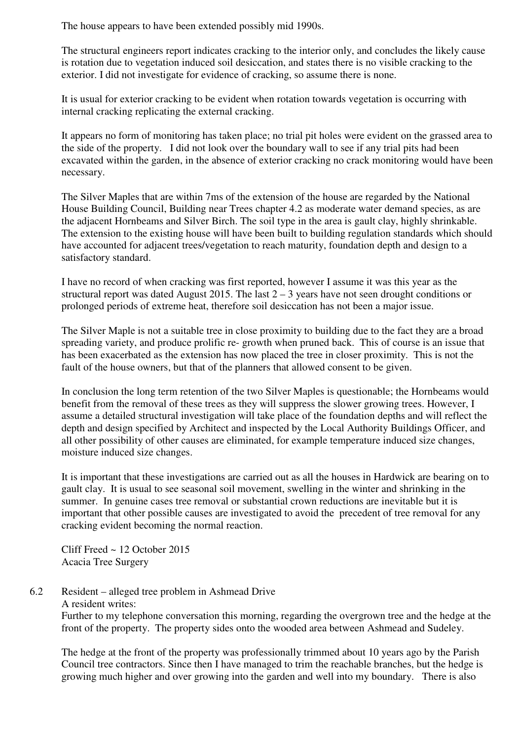The house appears to have been extended possibly mid 1990s.

The structural engineers report indicates cracking to the interior only, and concludes the likely cause is rotation due to vegetation induced soil desiccation, and states there is no visible cracking to the exterior. I did not investigate for evidence of cracking, so assume there is none.

It is usual for exterior cracking to be evident when rotation towards vegetation is occurring with internal cracking replicating the external cracking.

It appears no form of monitoring has taken place; no trial pit holes were evident on the grassed area to the side of the property. I did not look over the boundary wall to see if any trial pits had been excavated within the garden, in the absence of exterior cracking no crack monitoring would have been necessary.

The Silver Maples that are within 7ms of the extension of the house are regarded by the National House Building Council, Building near Trees chapter 4.2 as moderate water demand species, as are the adjacent Hornbeams and Silver Birch. The soil type in the area is gault clay, highly shrinkable. The extension to the existing house will have been built to building regulation standards which should have accounted for adjacent trees/vegetation to reach maturity, foundation depth and design to a satisfactory standard.

I have no record of when cracking was first reported, however I assume it was this year as the structural report was dated August 2015. The last 2 – 3 years have not seen drought conditions or prolonged periods of extreme heat, therefore soil desiccation has not been a major issue.

The Silver Maple is not a suitable tree in close proximity to building due to the fact they are a broad spreading variety, and produce prolific re- growth when pruned back. This of course is an issue that has been exacerbated as the extension has now placed the tree in closer proximity. This is not the fault of the house owners, but that of the planners that allowed consent to be given.

In conclusion the long term retention of the two Silver Maples is questionable; the Hornbeams would benefit from the removal of these trees as they will suppress the slower growing trees. However, I assume a detailed structural investigation will take place of the foundation depths and will reflect the depth and design specified by Architect and inspected by the Local Authority Buildings Officer, and all other possibility of other causes are eliminated, for example temperature induced size changes, moisture induced size changes.

It is important that these investigations are carried out as all the houses in Hardwick are bearing on to gault clay. It is usual to see seasonal soil movement, swelling in the winter and shrinking in the summer. In genuine cases tree removal or substantial crown reductions are inevitable but it is important that other possible causes are investigated to avoid the precedent of tree removal for any cracking evident becoming the normal reaction.

Cliff Freed ~ 12 October 2015
Acacia Tree Surgery

6.2 Resident – alleged tree problem in Ashmead Drive

A resident writes:

Further to my telephone conversation this morning, regarding the overgrown tree and the hedge at the front of the property. The property sides onto the wooded area between Ashmead and Sudeley.

The hedge at the front of the property was professionally trimmed about 10 years ago by the Parish Council tree contractors. Since then I have managed to trim the reachable branches, but the hedge is growing much higher and over growing into the garden and well into my boundary. There is also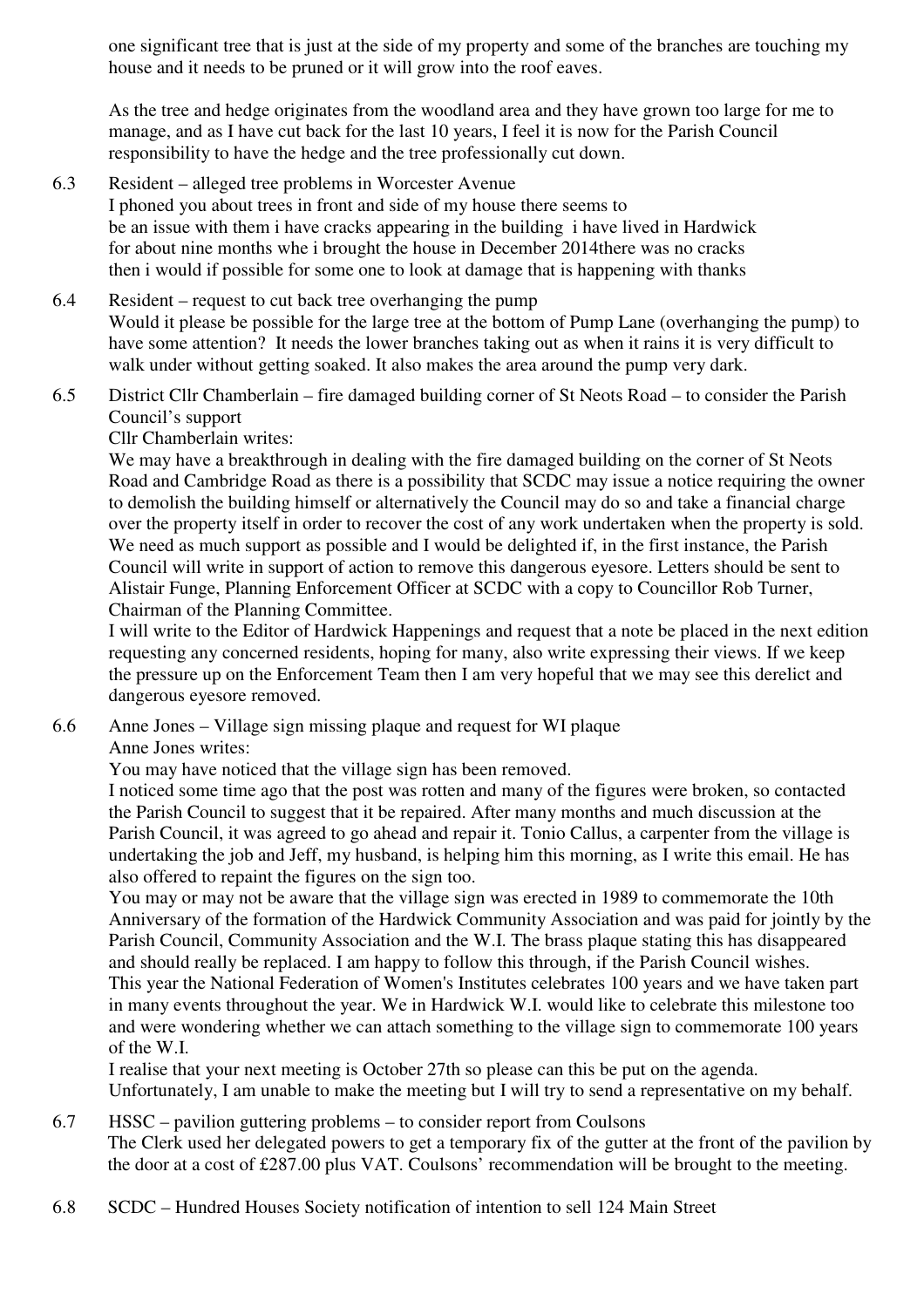one significant tree that is just at the side of my property and some of the branches are touching my house and it needs to be pruned or it will grow into the roof eaves.

As the tree and hedge originates from the woodland area and they have grown too large for me to manage, and as I have cut back for the last 10 years, I feel it is now for the Parish Council responsibility to have the hedge and the tree professionally cut down.

6.3 Resident – alleged tree problems in Worcester Avenue
I phoned you about trees in front and side of my house there seems to be an issue with them i have cracks appearing in the building i have lived in Hardwick for about nine months whe i brought the house in December 2014there was no cracks then i would if possible for some one to look at damage that is happening with thanks

6.4 Resident – request to cut back tree overhanging the pump
Would it please be possible for the large tree at the bottom of Pump Lane (overhanging the pump) to have some attention? It needs the lower branches taking out as when it rains it is very difficult to walk under without getting soaked. It also makes the area around the pump very dark.

6.5 District Cllr Chamberlain – fire damaged building corner of St Neots Road – to consider the Parish Council's support
Cllr Chamberlain writes:
We may have a breakthrough in dealing with the fire damaged building on the corner of St Neots Road and Cambridge Road as there is a possibility that SCDC may issue a notice requiring the owner to demolish the building himself or alternatively the Council may do so and take a financial charge over the property itself in order to recover the cost of any work undertaken when the property is sold. We need as much support as possible and I would be delighted if, in the first instance, the Parish Council will write in support of action to remove this dangerous eyesore. Letters should be sent to Alistair Funge, Planning Enforcement Officer at SCDC with a copy to Councillor Rob Turner, Chairman of the Planning Committee.
I will write to the Editor of Hardwick Happenings and request that a note be placed in the next edition requesting any concerned residents, hoping for many, also write expressing their views. If we keep the pressure up on the Enforcement Team then I am very hopeful that we may see this derelict and dangerous eyesore removed.

6.6 Anne Jones – Village sign missing plaque and request for WI plaque
Anne Jones writes:
You may have noticed that the village sign has been removed.
I noticed some time ago that the post was rotten and many of the figures were broken, so contacted the Parish Council to suggest that it be repaired. After many months and much discussion at the Parish Council, it was agreed to go ahead and repair it. Tonio Callus, a carpenter from the village is undertaking the job and Jeff, my husband, is helping him this morning, as I write this email. He has also offered to repaint the figures on the sign too.
You may or may not be aware that the village sign was erected in 1989 to commemorate the 10th Anniversary of the formation of the Hardwick Community Association and was paid for jointly by the Parish Council, Community Association and the W.I. The brass plaque stating this has disappeared and should really be replaced. I am happy to follow this through, if the Parish Council wishes.
This year the National Federation of Women's Institutes celebrates 100 years and we have taken part in many events throughout the year. We in Hardwick W.I. would like to celebrate this milestone too and were wondering whether we can attach something to the village sign to commemorate 100 years of the W.I.
I realise that your next meeting is October 27th so please can this be put on the agenda.
Unfortunately, I am unable to make the meeting but I will try to send a representative on my behalf.

6.7 HSSC – pavilion guttering problems – to consider report from Coulsons
The Clerk used her delegated powers to get a temporary fix of the gutter at the front of the pavilion by the door at a cost of £287.00 plus VAT. Coulsons' recommendation will be brought to the meeting.

6.8 SCDC – Hundred Houses Society notification of intention to sell 124 Main Street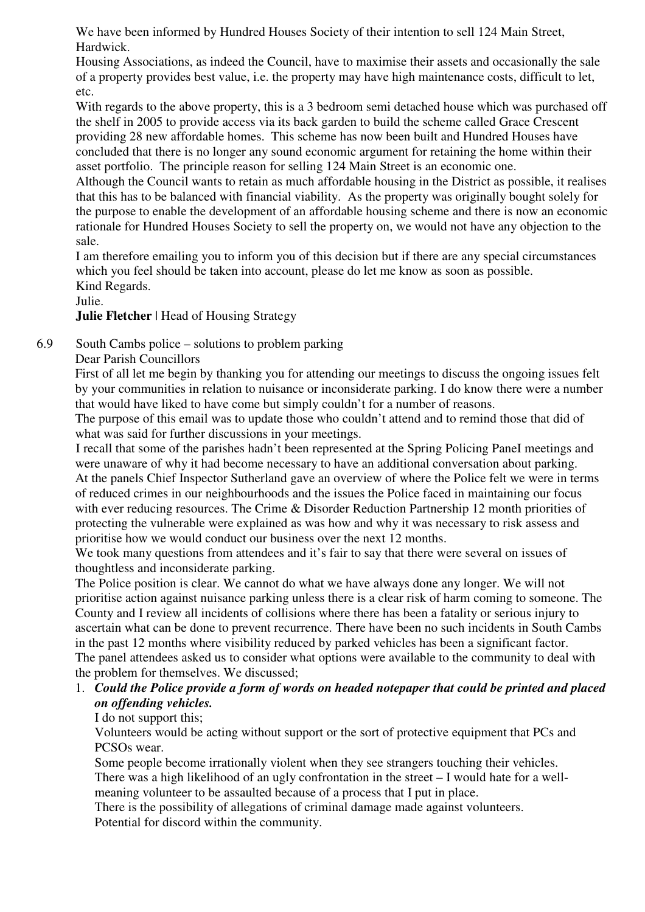We have been informed by Hundred Houses Society of their intention to sell 124 Main Street, Hardwick.

Housing Associations, as indeed the Council, have to maximise their assets and occasionally the sale of a property provides best value, i.e. the property may have high maintenance costs, difficult to let, etc.

With regards to the above property, this is a 3 bedroom semi detached house which was purchased off the shelf in 2005 to provide access via its back garden to build the scheme called Grace Crescent providing 28 new affordable homes. This scheme has now been built and Hundred Houses have concluded that there is no longer any sound economic argument for retaining the home within their asset portfolio. The principle reason for selling 124 Main Street is an economic one.

Although the Council wants to retain as much affordable housing in the District as possible, it realises that this has to be balanced with financial viability. As the property was originally bought solely for the purpose to enable the development of an affordable housing scheme and there is now an economic rationale for Hundred Houses Society to sell the property on, we would not have any objection to the sale.

I am therefore emailing you to inform you of this decision but if there are any special circumstances which you feel should be taken into account, please do let me know as soon as possible.

Kind Regards.

Julie.

**Julie Fletcher |** Head of Housing Strategy

6.9 South Cambs police – solutions to problem parking

Dear Parish Councillors

First of all let me begin by thanking you for attending our meetings to discuss the ongoing issues felt by your communities in relation to nuisance or inconsiderate parking. I do know there were a number that would have liked to have come but simply couldn't for a number of reasons.

The purpose of this email was to update those who couldn't attend and to remind those that did of what was said for further discussions in your meetings.

I recall that some of the parishes hadn't been represented at the Spring Policing PaneI meetings and were unaware of why it had become necessary to have an additional conversation about parking.

At the panels Chief Inspector Sutherland gave an overview of where the Police felt we were in terms of reduced crimes in our neighbourhoods and the issues the Police faced in maintaining our focus with ever reducing resources. The Crime & Disorder Reduction Partnership 12 month priorities of protecting the vulnerable were explained as was how and why it was necessary to risk assess and prioritise how we would conduct our business over the next 12 months.

We took many questions from attendees and it's fair to say that there were several on issues of thoughtless and inconsiderate parking.

The Police position is clear. We cannot do what we have always done any longer. We will not prioritise action against nuisance parking unless there is a clear risk of harm coming to someone. The County and I review all incidents of collisions where there has been a fatality or serious injury to ascertain what can be done to prevent recurrence. There have been no such incidents in South Cambs in the past 12 months where visibility reduced by parked vehicles has been a significant factor.

The panel attendees asked us to consider what options were available to the community to deal with the problem for themselves. We discussed;

1. ***Could the Police provide a form of words on headed notepaper that could be printed and placed on offending vehicles.***

   I do not support this;

   Volunteers would be acting without support or the sort of protective equipment that PCs and PCSOs wear.

   Some people become irrationally violent when they see strangers touching their vehicles.

   There was a high likelihood of an ugly confrontation in the street – I would hate for a well-meaning volunteer to be assaulted because of a process that I put in place.

   There is the possibility of allegations of criminal damage made against volunteers.

   Potential for discord within the community.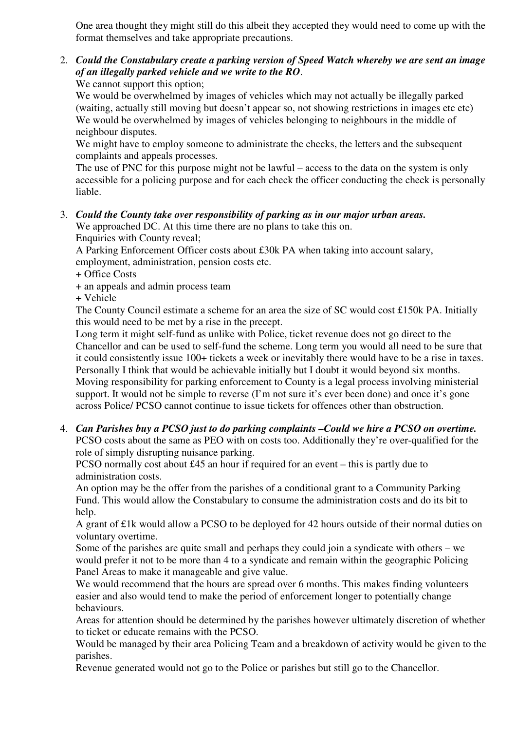One area thought they might still do this albeit they accepted they would need to come up with the format themselves and take appropriate precautions.

2. ***Could the Constabulary create a parking version of Speed Watch whereby we are sent an image of an illegally parked vehicle and we write to the RO*.**
   We cannot support this option;
   We would be overwhelmed by images of vehicles which may not actually be illegally parked (waiting, actually still moving but doesn't appear so, not showing restrictions in images etc etc)
   We would be overwhelmed by images of vehicles belonging to neighbours in the middle of neighbour disputes.
   We might have to employ someone to administrate the checks, the letters and the subsequent complaints and appeals processes.
   The use of PNC for this purpose might not be lawful – access to the data on the system is only accessible for a policing purpose and for each check the officer conducting the check is personally liable.

3. ***Could the County take over responsibility of parking as in our major urban areas.***
   We approached DC. At this time there are no plans to take this on.
   Enquiries with County reveal;
   A Parking Enforcement Officer costs about £30k PA when taking into account salary, employment, administration, pension costs etc.
   + Office Costs
   + an appeals and admin process team
   + Vehicle
   The County Council estimate a scheme for an area the size of SC would cost £150k PA. Initially this would need to be met by a rise in the precept.
   Long term it might self-fund as unlike with Police, ticket revenue does not go direct to the Chancellor and can be used to self-fund the scheme. Long term you would all need to be sure that it could consistently issue 100+ tickets a week or inevitably there would have to be a rise in taxes. Personally I think that would be achievable initially but I doubt it would beyond six months.
   Moving responsibility for parking enforcement to County is a legal process involving ministerial support. It would not be simple to reverse (I'm not sure it's ever been done) and once it's gone across Police/ PCSO cannot continue to issue tickets for offences other than obstruction.

4. ***Can Parishes buy a PCSO just to do parking complaints –Could we hire a PCSO on overtime.***
   PCSO costs about the same as PEO with on costs too. Additionally they're over-qualified for the role of simply disrupting nuisance parking.
   PCSO normally cost about £45 an hour if required for an event – this is partly due to administration costs.
   An option may be the offer from the parishes of a conditional grant to a Community Parking Fund. This would allow the Constabulary to consume the administration costs and do its bit to help.
   A grant of £1k would allow a PCSO to be deployed for 42 hours outside of their normal duties on voluntary overtime.
   Some of the parishes are quite small and perhaps they could join a syndicate with others – we would prefer it not to be more than 4 to a syndicate and remain within the geographic Policing Panel Areas to make it manageable and give value.
   We would recommend that the hours are spread over 6 months. This makes finding volunteers easier and also would tend to make the period of enforcement longer to potentially change behaviours.
   Areas for attention should be determined by the parishes however ultimately discretion of whether to ticket or educate remains with the PCSO.
   Would be managed by their area Policing Team and a breakdown of activity would be given to the parishes.
   Revenue generated would not go to the Police or parishes but still go to the Chancellor.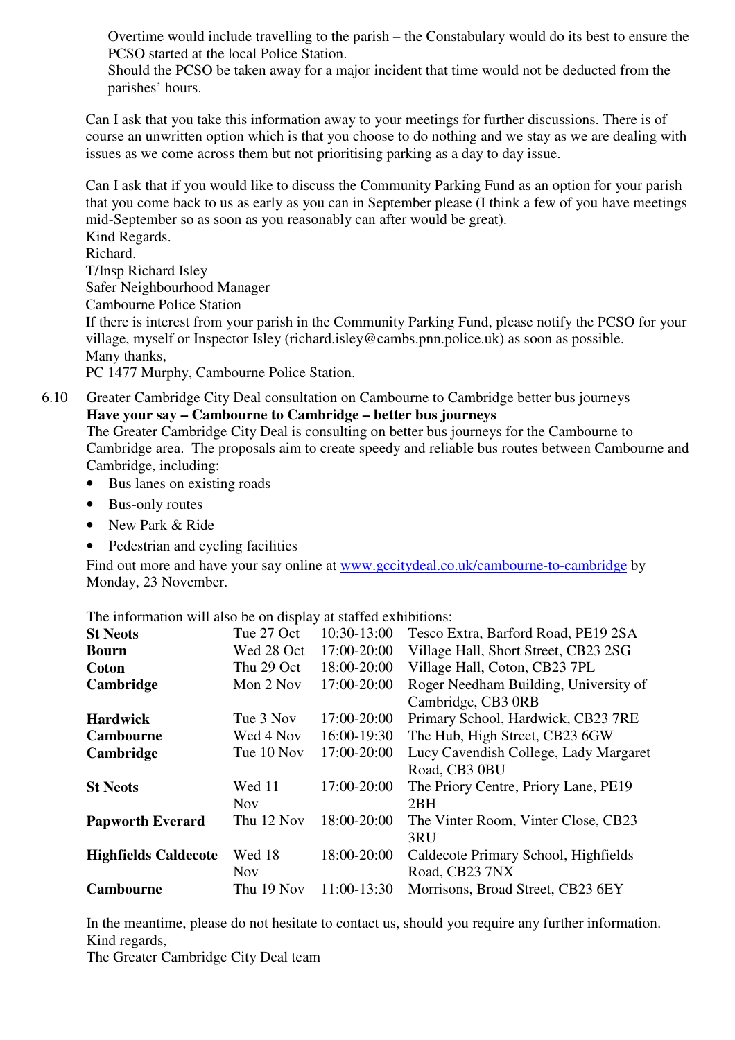Overtime would include travelling to the parish – the Constabulary would do its best to ensure the PCSO started at the local Police Station.
Should the PCSO be taken away for a major incident that time would not be deducted from the parishes' hours.

Can I ask that you take this information away to your meetings for further discussions. There is of course an unwritten option which is that you choose to do nothing and we stay as we are dealing with issues as we come across them but not prioritising parking as a day to day issue.

Can I ask that if you would like to discuss the Community Parking Fund as an option for your parish that you come back to us as early as you can in September please (I think a few of you have meetings mid-September so as soon as you reasonably can after would be great).
Kind Regards.
Richard.
T/Insp Richard Isley
Safer Neighbourhood Manager
Cambourne Police Station
If there is interest from your parish in the Community Parking Fund, please notify the PCSO for your village, myself or Inspector Isley (richard.isley@cambs.pnn.police.uk) as soon as possible.
Many thanks,
PC 1477 Murphy, Cambourne Police Station.

6.10 Greater Cambridge City Deal consultation on Cambourne to Cambridge better bus journeys
**Have your say – Cambourne to Cambridge – better bus journeys**
The Greater Cambridge City Deal is consulting on better bus journeys for the Cambourne to Cambridge area. The proposals aim to create speedy and reliable bus routes between Cambourne and Cambridge, including:

- Bus lanes on existing roads
- Bus-only routes
- New Park & Ride
- Pedestrian and cycling facilities

Find out more and have your say online at www.gccitydeal.co.uk/cambourne-to-cambridge by Monday, 23 November.

The information will also be on display at staffed exhibitions:

| | | | |
|---|---|---|---|
| **St Neots** | Tue 27 Oct | 10:30-13:00 | Tesco Extra, Barford Road, PE19 2SA |
| **Bourn** | Wed 28 Oct | 17:00-20:00 | Village Hall, Short Street, CB23 2SG |
| **Coton** | Thu 29 Oct | 18:00-20:00 | Village Hall, Coton, CB23 7PL |
| **Cambridge** | Mon 2 Nov | 17:00-20:00 | Roger Needham Building, University of Cambridge, CB3 0RB |
| **Hardwick** | Tue 3 Nov | 17:00-20:00 | Primary School, Hardwick, CB23 7RE |
| **Cambourne** | Wed 4 Nov | 16:00-19:30 | The Hub, High Street, CB23 6GW |
| **Cambridge** | Tue 10 Nov | 17:00-20:00 | Lucy Cavendish College, Lady Margaret Road, CB3 0BU |
| **St Neots** | Wed 11 Nov | 17:00-20:00 | The Priory Centre, Priory Lane, PE19 2BH |
| **Papworth Everard** | Thu 12 Nov | 18:00-20:00 | The Vinter Room, Vinter Close, CB23 3RU |
| **Highfields Caldecote** | Wed 18 Nov | 18:00-20:00 | Caldecote Primary School, Highfields Road, CB23 7NX |
| **Cambourne** | Thu 19 Nov | 11:00-13:30 | Morrisons, Broad Street, CB23 6EY |

In the meantime, please do not hesitate to contact us, should you require any further information.
Kind regards,
The Greater Cambridge City Deal team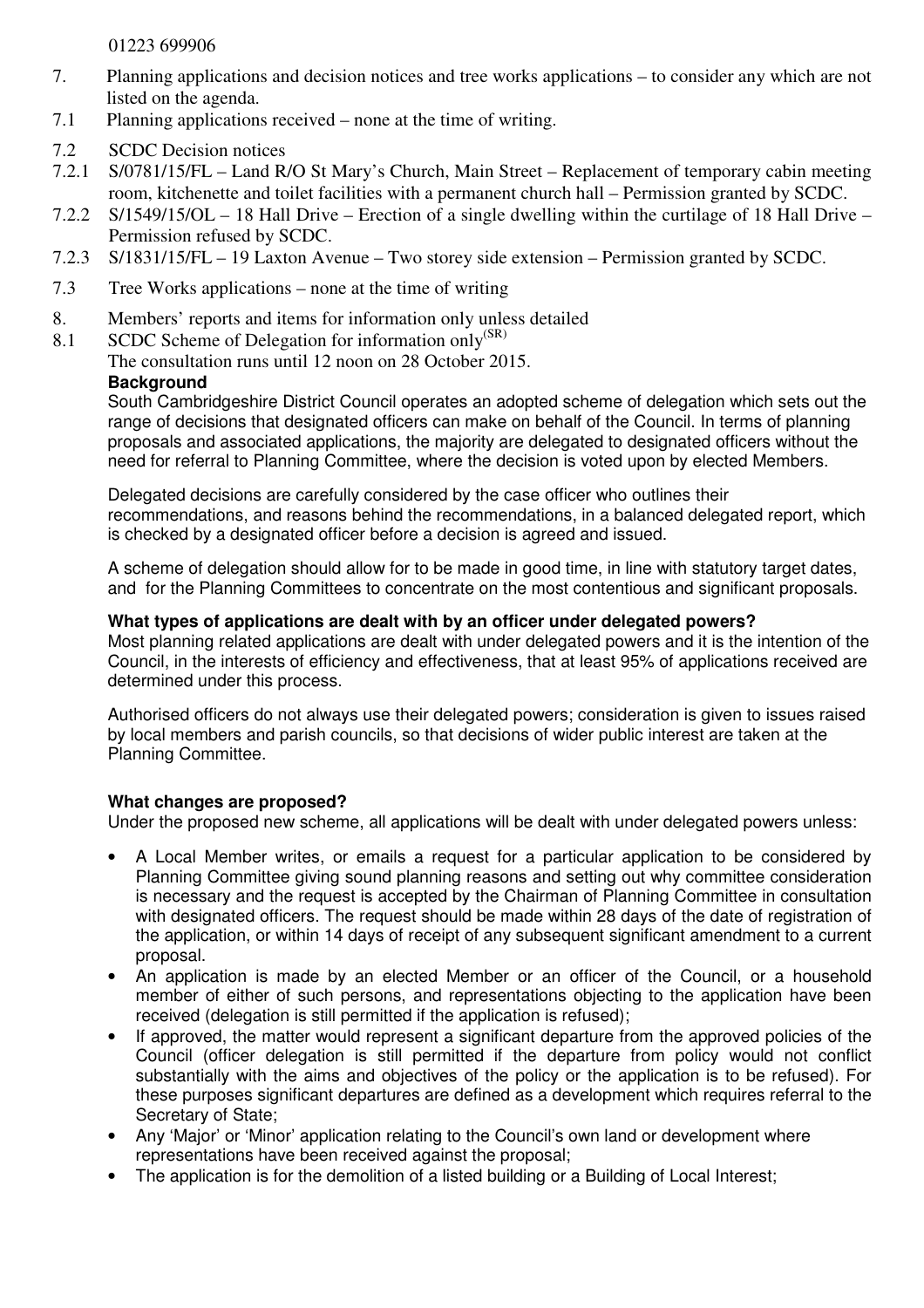01223 699906

7. Planning applications and decision notices and tree works applications – to consider any which are not listed on the agenda.

7.1 Planning applications received – none at the time of writing.

7.2 SCDC Decision notices

7.2.1 S/0781/15/FL – Land R/O St Mary's Church, Main Street – Replacement of temporary cabin meeting room, kitchenette and toilet facilities with a permanent church hall – Permission granted by SCDC.

7.2.2 S/1549/15/OL – 18 Hall Drive – Erection of a single dwelling within the curtilage of 18 Hall Drive – Permission refused by SCDC.

7.2.3 S/1831/15/FL – 19 Laxton Avenue – Two storey side extension – Permission granted by SCDC.

7.3 Tree Works applications – none at the time of writing

8. Members' reports and items for information only unless detailed

8.1 SCDC Scheme of Delegation for information only[(SR)]

The consultation runs until 12 noon on 28 October 2015.

**Background**

South Cambridgeshire District Council operates an adopted scheme of delegation which sets out the range of decisions that designated officers can make on behalf of the Council. In terms of planning proposals and associated applications, the majority are delegated to designated officers without the need for referral to Planning Committee, where the decision is voted upon by elected Members.

Delegated decisions are carefully considered by the case officer who outlines their recommendations, and reasons behind the recommendations, in a balanced delegated report, which is checked by a designated officer before a decision is agreed and issued.

A scheme of delegation should allow for to be made in good time, in line with statutory target dates, and for the Planning Committees to concentrate on the most contentious and significant proposals.

**What types of applications are dealt with by an officer under delegated powers?**

Most planning related applications are dealt with under delegated powers and it is the intention of the Council, in the interests of efficiency and effectiveness, that at least 95% of applications received are determined under this process.

Authorised officers do not always use their delegated powers; consideration is given to issues raised by local members and parish councils, so that decisions of wider public interest are taken at the Planning Committee.

**What changes are proposed?**

Under the proposed new scheme, all applications will be dealt with under delegated powers unless:

- A Local Member writes, or emails a request for a particular application to be considered by Planning Committee giving sound planning reasons and setting out why committee consideration is necessary and the request is accepted by the Chairman of Planning Committee in consultation with designated officers. The request should be made within 28 days of the date of registration of the application, or within 14 days of receipt of any subsequent significant amendment to a current proposal.
- An application is made by an elected Member or an officer of the Council, or a household member of either of such persons, and representations objecting to the application have been received (delegation is still permitted if the application is refused);
- If approved, the matter would represent a significant departure from the approved policies of the Council (officer delegation is still permitted if the departure from policy would not conflict substantially with the aims and objectives of the policy or the application is to be refused). For these purposes significant departures are defined as a development which requires referral to the Secretary of State;
- Any 'Major' or 'Minor' application relating to the Council's own land or development where representations have been received against the proposal;
- The application is for the demolition of a listed building or a Building of Local Interest;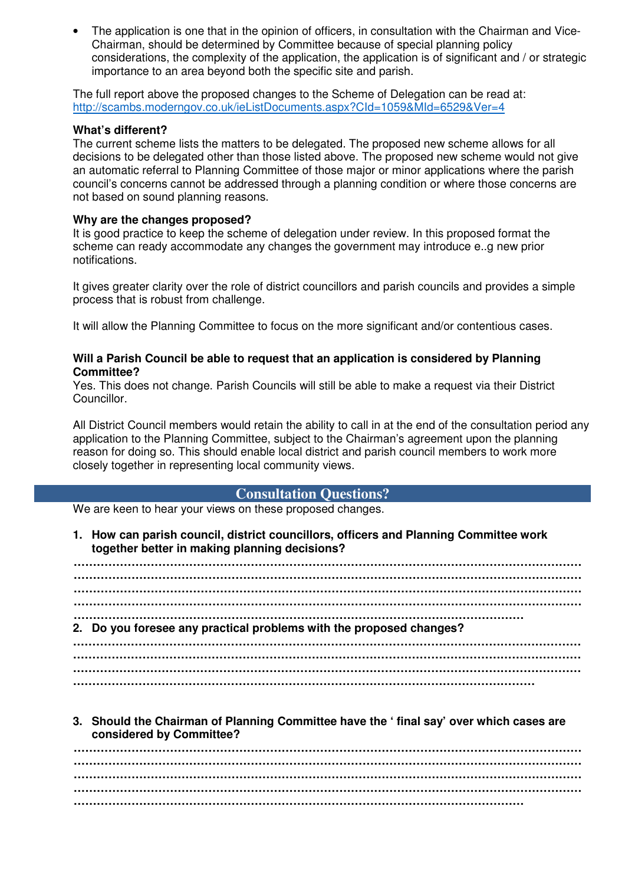- The application is one that in the opinion of officers, in consultation with the Chairman and Vice-Chairman, should be determined by Committee because of special planning policy considerations, the complexity of the application, the application is of significant and / or strategic importance to an area beyond both the specific site and parish.

The full report above the proposed changes to the Scheme of Delegation can be read at: http://scambs.moderngov.co.uk/ieListDocuments.aspx?CId=1059&MId=6529&Ver=4

**What's different?**

The current scheme lists the matters to be delegated. The proposed new scheme allows for all decisions to be delegated other than those listed above. The proposed new scheme would not give an automatic referral to Planning Committee of those major or minor applications where the parish council's concerns cannot be addressed through a planning condition or where those concerns are not based on sound planning reasons.

**Why are the changes proposed?**

It is good practice to keep the scheme of delegation under review. In this proposed format the scheme can ready accommodate any changes the government may introduce e..g new prior notifications.

It gives greater clarity over the role of district councillors and parish councils and provides a simple process that is robust from challenge.

It will allow the Planning Committee to focus on the more significant and/or contentious cases.

**Will a Parish Council be able to request that an application is considered by Planning Committee?**

Yes. This does not change. Parish Councils will still be able to make a request via their District Councillor.

All District Council members would retain the ability to call in at the end of the consultation period any application to the Planning Committee, subject to the Chairman's agreement upon the planning reason for doing so. This should enable local district and parish council members to work more closely together in representing local community views.

## Consultation Questions?

We are keen to hear your views on these proposed changes.

1. **How can parish council, district councillors, officers and Planning Committee work together better in making planning decisions?**

.....................................................................................................................
.....................................................................................................................
.....................................................................................................................
.....................................................................................................................
.....................................................................................................................

2. **Do you foresee any practical problems with the proposed changes?**

.....................................................................................................................
.....................................................................................................................
.....................................................................................................................
.....................................................................................................................

3. **Should the Chairman of Planning Committee have the ' final say' over which cases are considered by Committee?**

.....................................................................................................................
.....................................................................................................................
.....................................................................................................................
.....................................................................................................................
.....................................................................................................................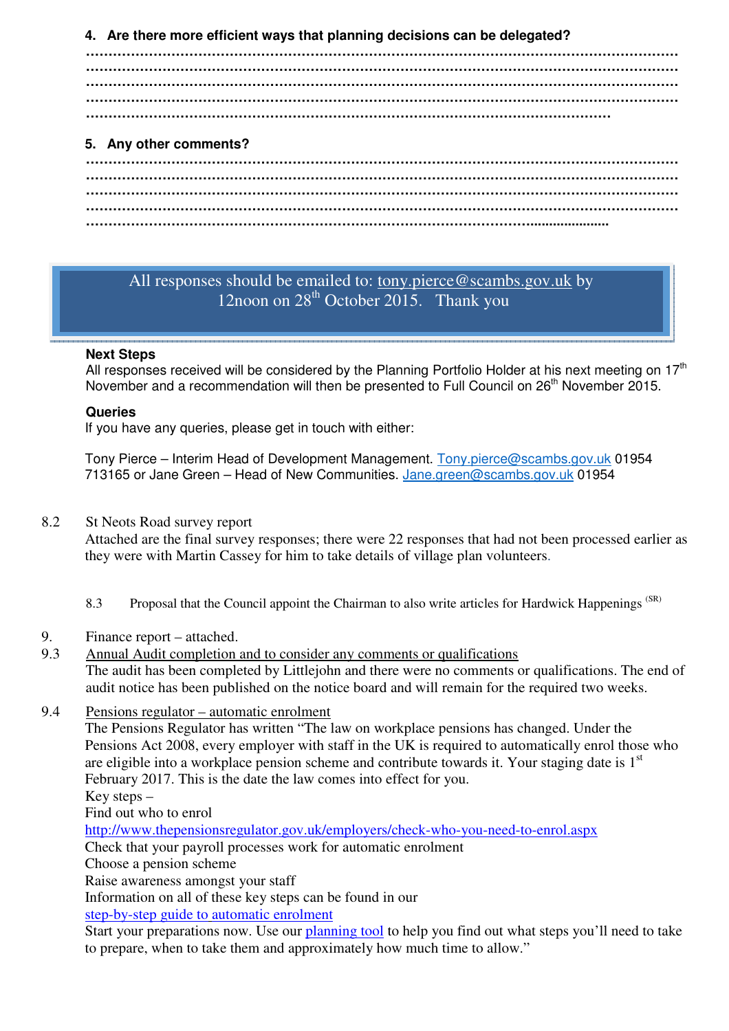**4. Are there more efficient ways that planning decisions can be delegated?**

……………………………………………………………………………………………………………
……………………………………………………………………………………………………………
……………………………………………………………………………………………………………
……………………………………………………………………………………………………………
…………………………………………………………………………………………………………

**5. Any other comments?**

……………………………………………………………………………………………………………
……………………………………………………………………………………………………………
……………………………………………………………………………………………………………
……………………………………………………………………………………………………………
…………………………………………………………………………………………………………

All responses should be emailed to: tony.pierce@scambs.gov.uk by 12noon on 28th October 2015. Thank you

**Next Steps**

All responses received will be considered by the Planning Portfolio Holder at his next meeting on 17th November and a recommendation will then be presented to Full Council on 26th November 2015.

**Queries**

If you have any queries, please get in touch with either:

Tony Pierce – Interim Head of Development Management. Tony.pierce@scambs.gov.uk 01954 713165 or Jane Green – Head of New Communities. Jane.green@scambs.gov.uk 01954

8.2 St Neots Road survey report
Attached are the final survey responses; there were 22 responses that had not been processed earlier as they were with Martin Cassey for him to take details of village plan volunteers.

8.3 Proposal that the Council appoint the Chairman to also write articles for Hardwick Happenings (SR)

9. Finance report – attached.

9.3 Annual Audit completion and to consider any comments or qualifications
The audit has been completed by Littlejohn and there were no comments or qualifications. The end of audit notice has been published on the notice board and will remain for the required two weeks.

9.4 Pensions regulator – automatic enrolment
The Pensions Regulator has written "The law on workplace pensions has changed. Under the Pensions Act 2008, every employer with staff in the UK is required to automatically enrol those who are eligible into a workplace pension scheme and contribute towards it. Your staging date is 1st February 2017. This is the date the law comes into effect for you.
Key steps –
Find out who to enrol
http://www.thepensionsregulator.gov.uk/employers/check-who-you-need-to-enrol.aspx
Check that your payroll processes work for automatic enrolment
Choose a pension scheme
Raise awareness amongst your staff
Information on all of these key steps can be found in our
step-by-step guide to automatic enrolment
Start your preparations now. Use our planning tool to help you find out what steps you'll need to take to prepare, when to take them and approximately how much time to allow."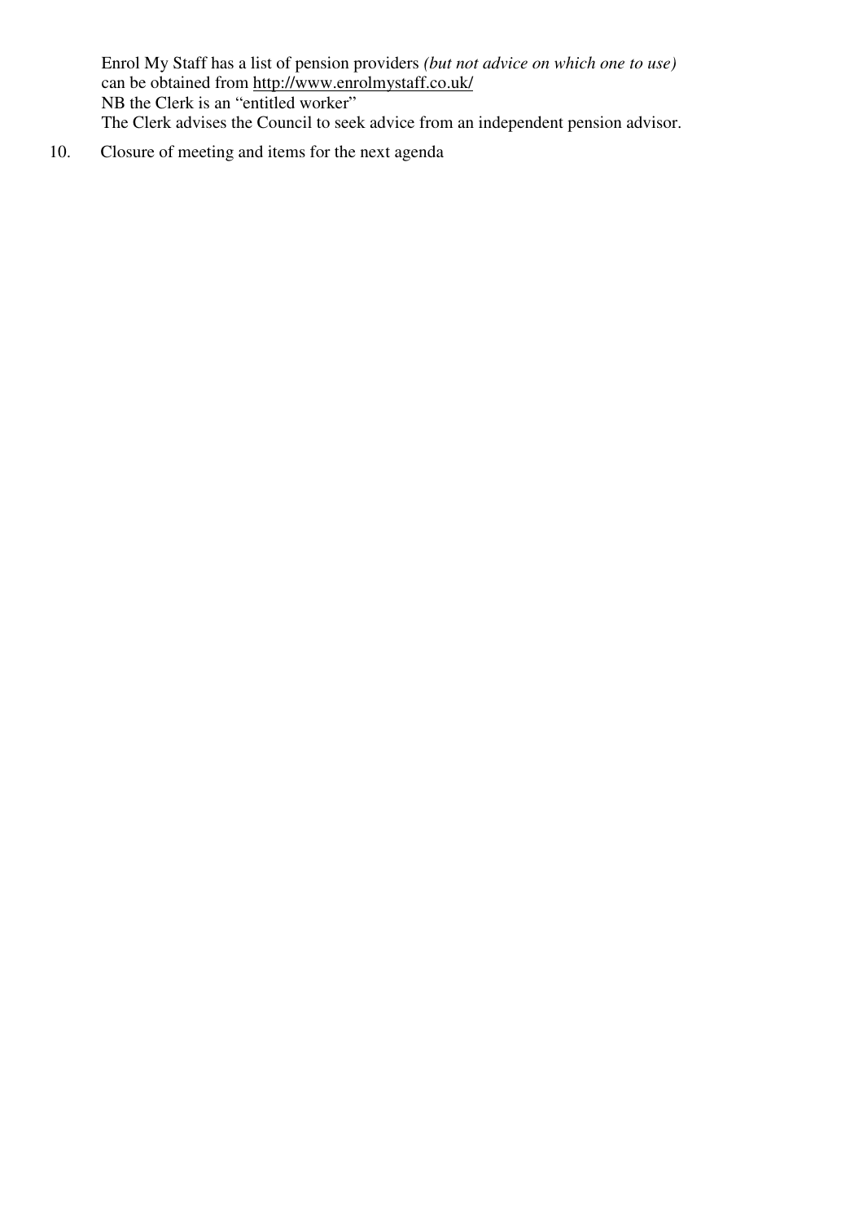Enrol My Staff has a list of pension providers *(but not advice on which one to use)* can be obtained from http://www.enrolmystaff.co.uk/
NB the Clerk is an "entitled worker"
The Clerk advises the Council to seek advice from an independent pension advisor.

10. Closure of meeting and items for the next agenda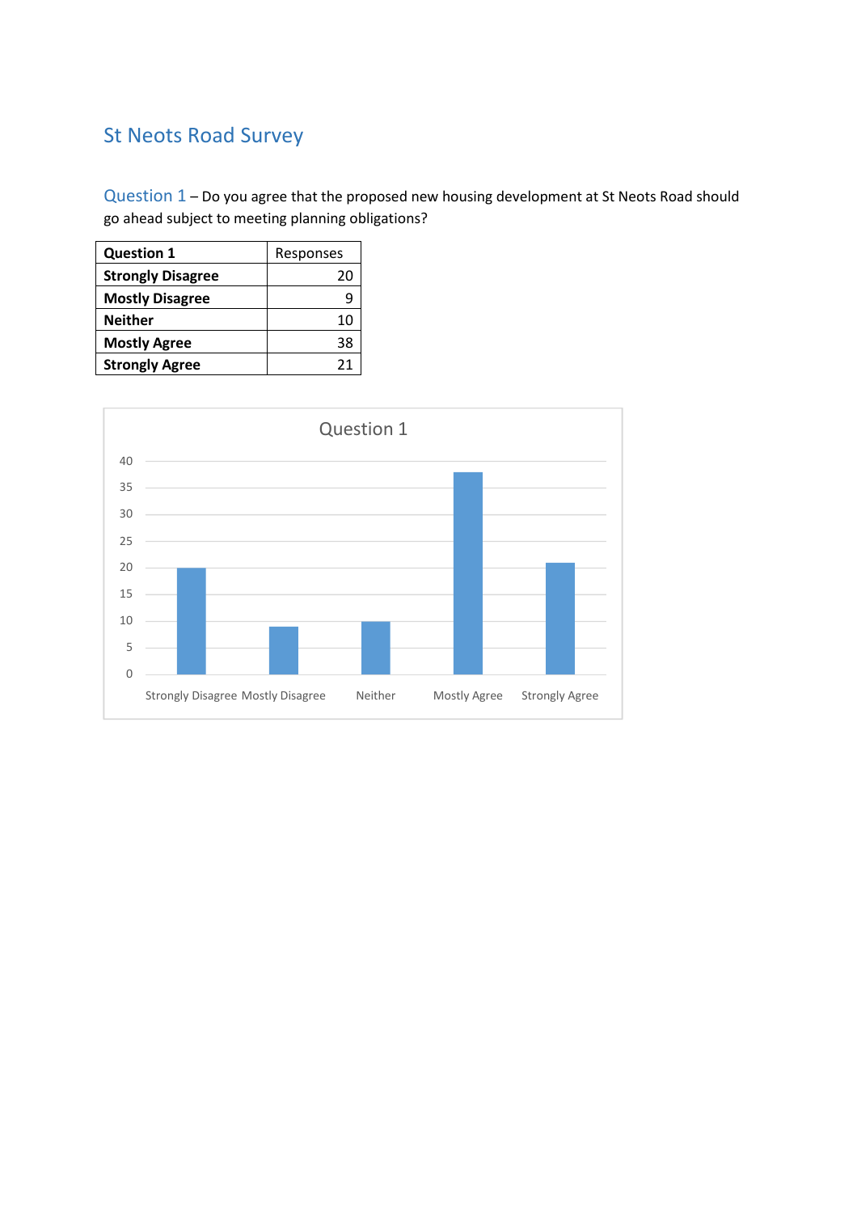# St Neots Road Survey

Question 1 – Do you agree that the proposed new housing development at St Neots Road should go ahead subject to meeting planning obligations?

| **Question 1** | Responses |
| --- | --- |
| **Strongly Disagree** | 20 |
| **Mostly Disagree** | 9 |
| **Neither** | 10 |
| **Mostly Agree** | 38 |
| **Strongly Agree** | 21 |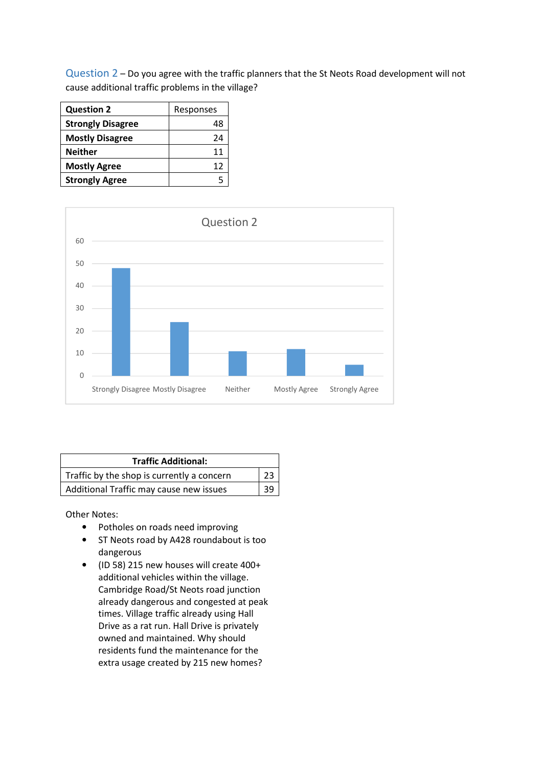## Question 2 – Do you agree with the traffic planners that the St Neots Road development will not cause additional traffic problems in the village?

| Question 2 | Responses |
|---|---|
| **Strongly Disagree** | 48 |
| **Mostly Disagree** | 24 |
| **Neither** | 11 |
| **Mostly Agree** | 12 |
| **Strongly Agree** | 5 |

| Traffic Additional: | |
|---|---|
| Traffic by the shop is currently a concern | 23 |
| Additional Traffic may cause new issues | 39 |

Other Notes:

- Potholes on roads need improving
- ST Neots road by A428 roundabout is too dangerous
- (ID 58) 215 new houses will create 400+ additional vehicles within the village. Cambridge Road/St Neots road junction already dangerous and congested at peak times. Village traffic already using Hall Drive as a rat run. Hall Drive is privately owned and maintained. Why should residents fund the maintenance for the extra usage created by 215 new homes?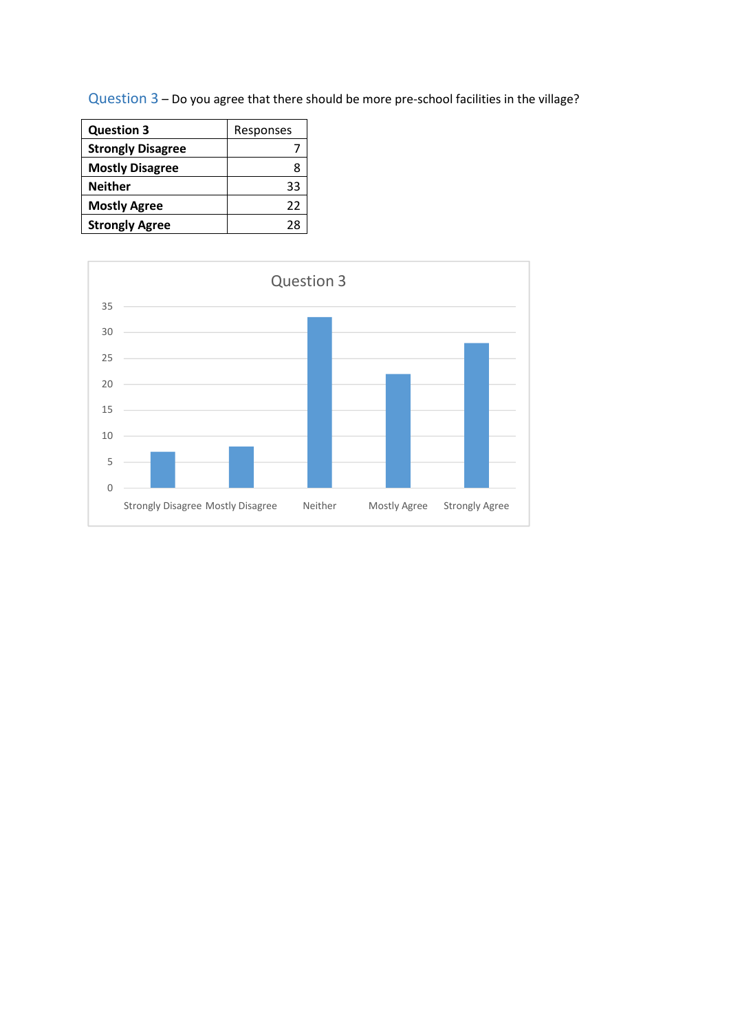Question 3 – Do you agree that there should be more pre-school facilities in the village?

| Question 3 | Responses |
|---|---|
| **Strongly Disagree** | 7 |
| **Mostly Disagree** | 8 |
| **Neither** | 33 |
| **Mostly Agree** | 22 |
| **Strongly Agree** | 28 |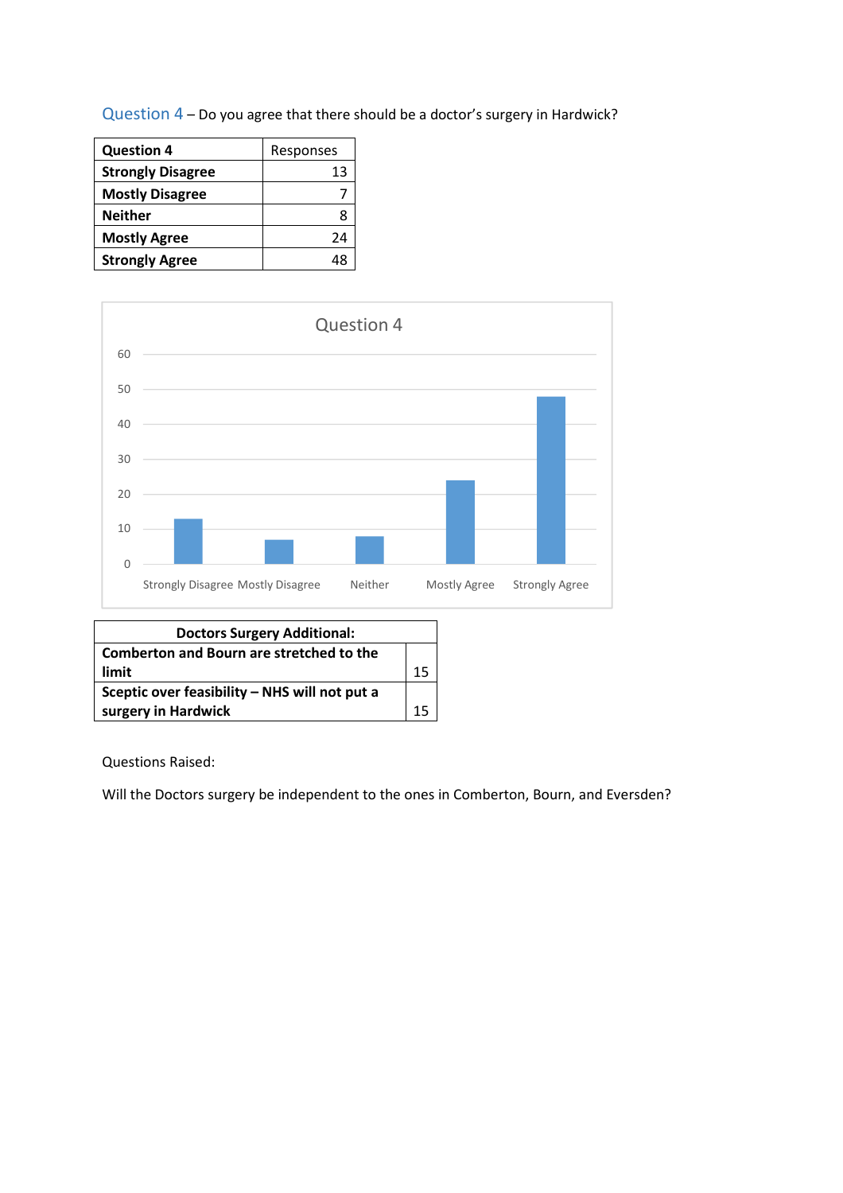Question 4 – Do you agree that there should be a doctor's surgery in Hardwick?

| Question 4 | Responses |
|---|---|
| Strongly Disagree | 13 |
| Mostly Disagree | 7 |
| Neither | 8 |
| Mostly Agree | 24 |
| Strongly Agree | 48 |

| Doctors Surgery Additional: | |
|---|---|
| Comberton and Bourn are stretched to the limit | 15 |
| Sceptic over feasibility – NHS will not put a surgery in Hardwick | 15 |

Questions Raised:

Will the Doctors surgery be independent to the ones in Comberton, Bourn, and Eversden?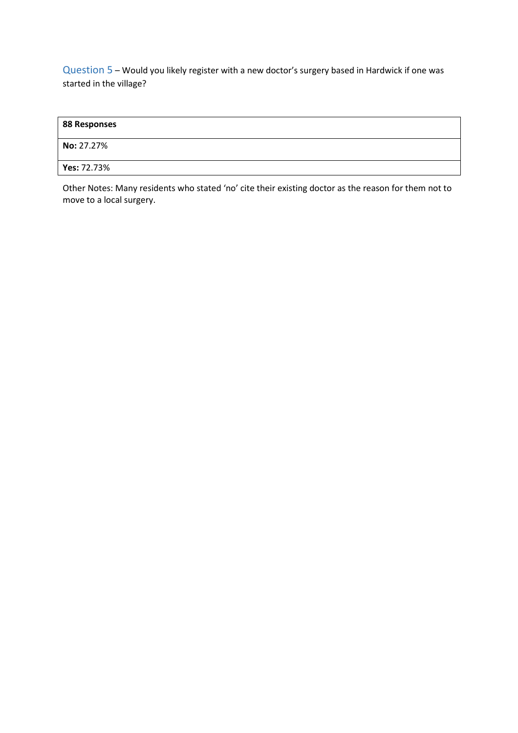## Question 5 – Would you likely register with a new doctor's surgery based in Hardwick if one was started in the village?

| **88 Responses** |
|---|
| **No:** 27.27% |
| **Yes:** 72.73% |

Other Notes: Many residents who stated 'no' cite their existing doctor as the reason for them not to move to a local surgery.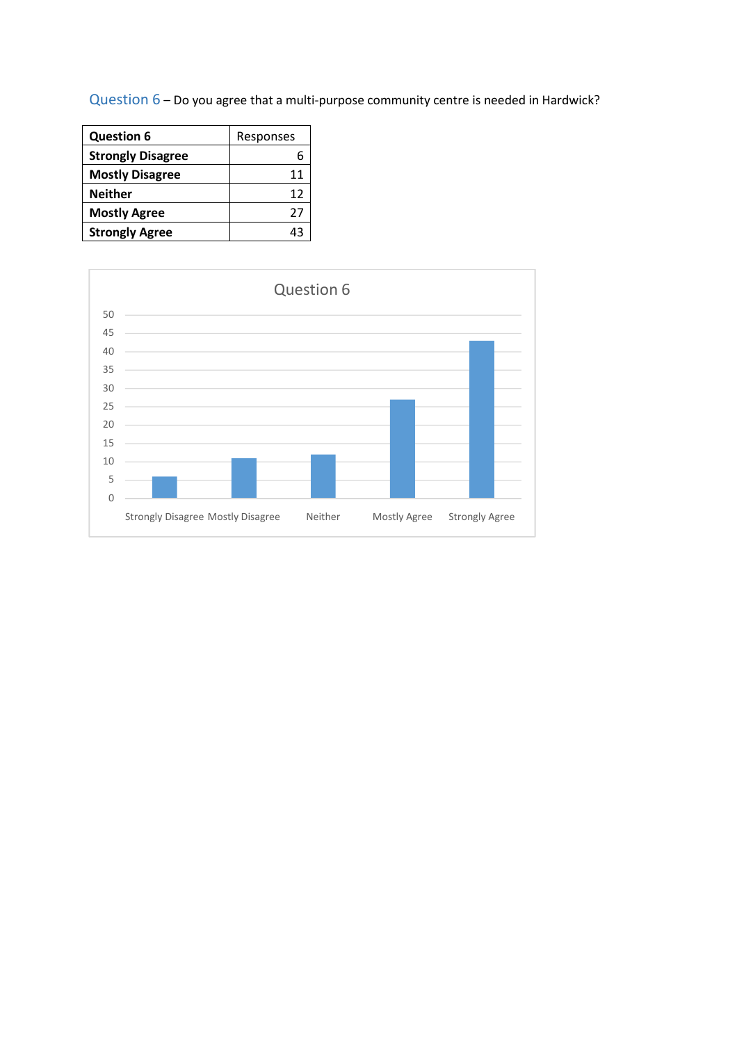Question 6 – Do you agree that a multi-purpose community centre is needed in Hardwick?

| Question 6 | Responses |
|---|---|
| **Strongly Disagree** | 6 |
| **Mostly Disagree** | 11 |
| **Neither** | 12 |
| **Mostly Agree** | 27 |
| **Strongly Agree** | 43 |

Question 6

| Response | Value |
|---|---|
| Strongly Disagree | 6 |
| Mostly Disagree | 11 |
| Neither | 12 |
| Mostly Agree | 27 |
| Strongly Agree | 43 |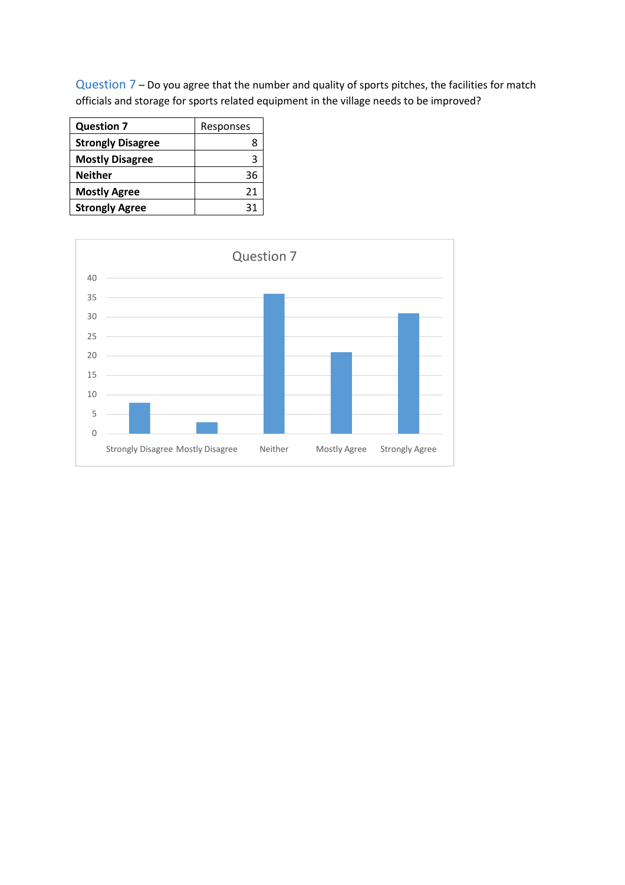Question 7 – Do you agree that the number and quality of sports pitches, the facilities for match officials and storage for sports related equipment in the village needs to be improved?

| **Question 7** | Responses |
| --- | --- |
| **Strongly Disagree** | 8 |
| **Mostly Disagree** | 3 |
| **Neither** | 36 |
| **Mostly Agree** | 21 |
| **Strongly Agree** | 31 |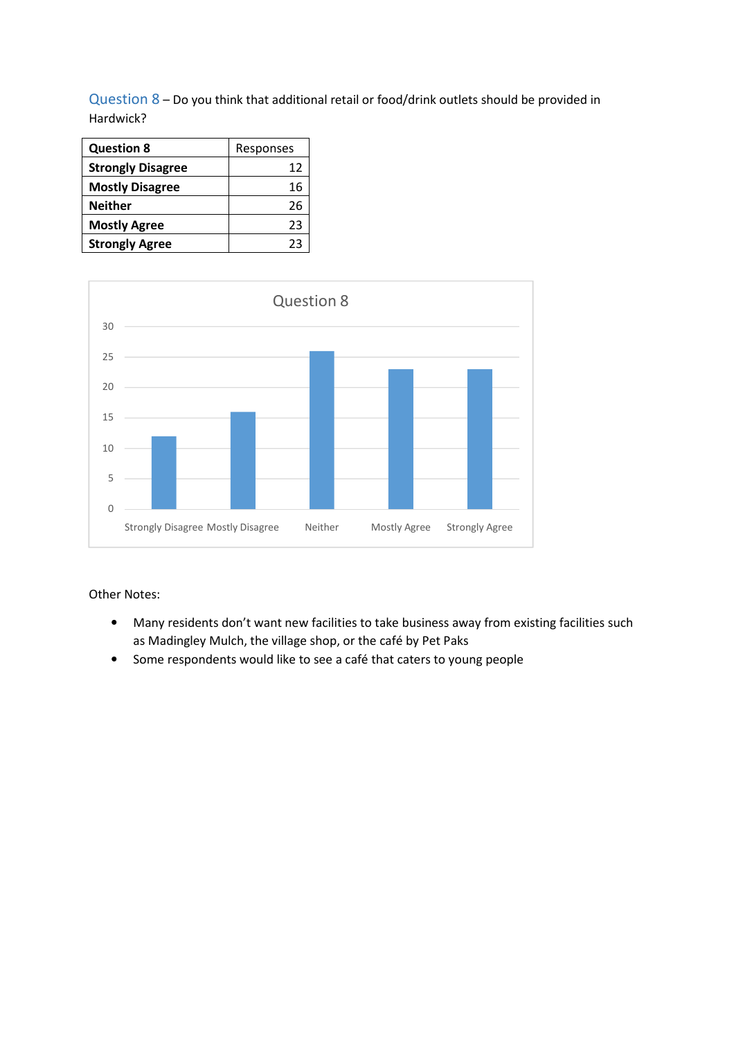Question 8 – Do you think that additional retail or food/drink outlets should be provided in Hardwick?

| Question 8 | Responses |
|---|---|
| **Strongly Disagree** | 12 |
| **Mostly Disagree** | 16 |
| **Neither** | 26 |
| **Mostly Agree** | 23 |
| **Strongly Agree** | 23 |

Other Notes:

- Many residents don't want new facilities to take business away from existing facilities such as Madingley Mulch, the village shop, or the café by Pet Paks
- Some respondents would like to see a café that caters to young people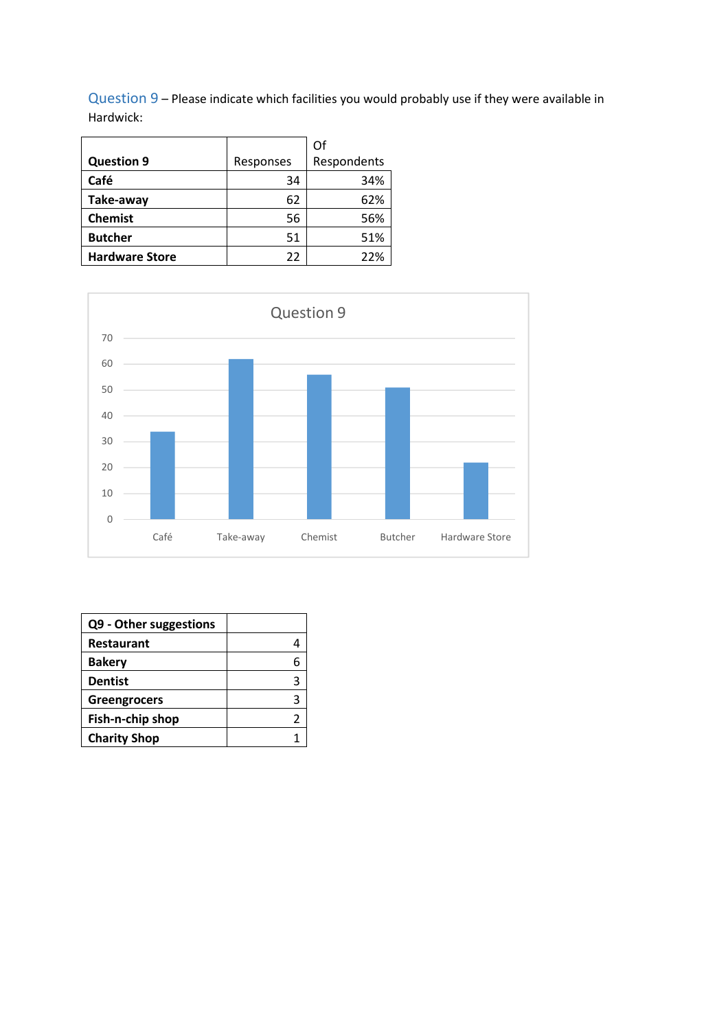Question 9 – Please indicate which facilities you would probably use if they were available in Hardwick:

| Question 9 | Responses | Of Respondents |
|---|---|---|
| **Café** | 34 | 34% |
| **Take-away** | 62 | 62% |
| **Chemist** | 56 | 56% |
| **Butcher** | 51 | 51% |
| **Hardware Store** | 22 | 22% |

| Q9 - Other suggestions | |
|---|---|
| **Restaurant** | 4 |
| **Bakery** | 6 |
| **Dentist** | 3 |
| **Greengrocers** | 3 |
| **Fish-n-chip shop** | 2 |
| **Charity Shop** | 1 |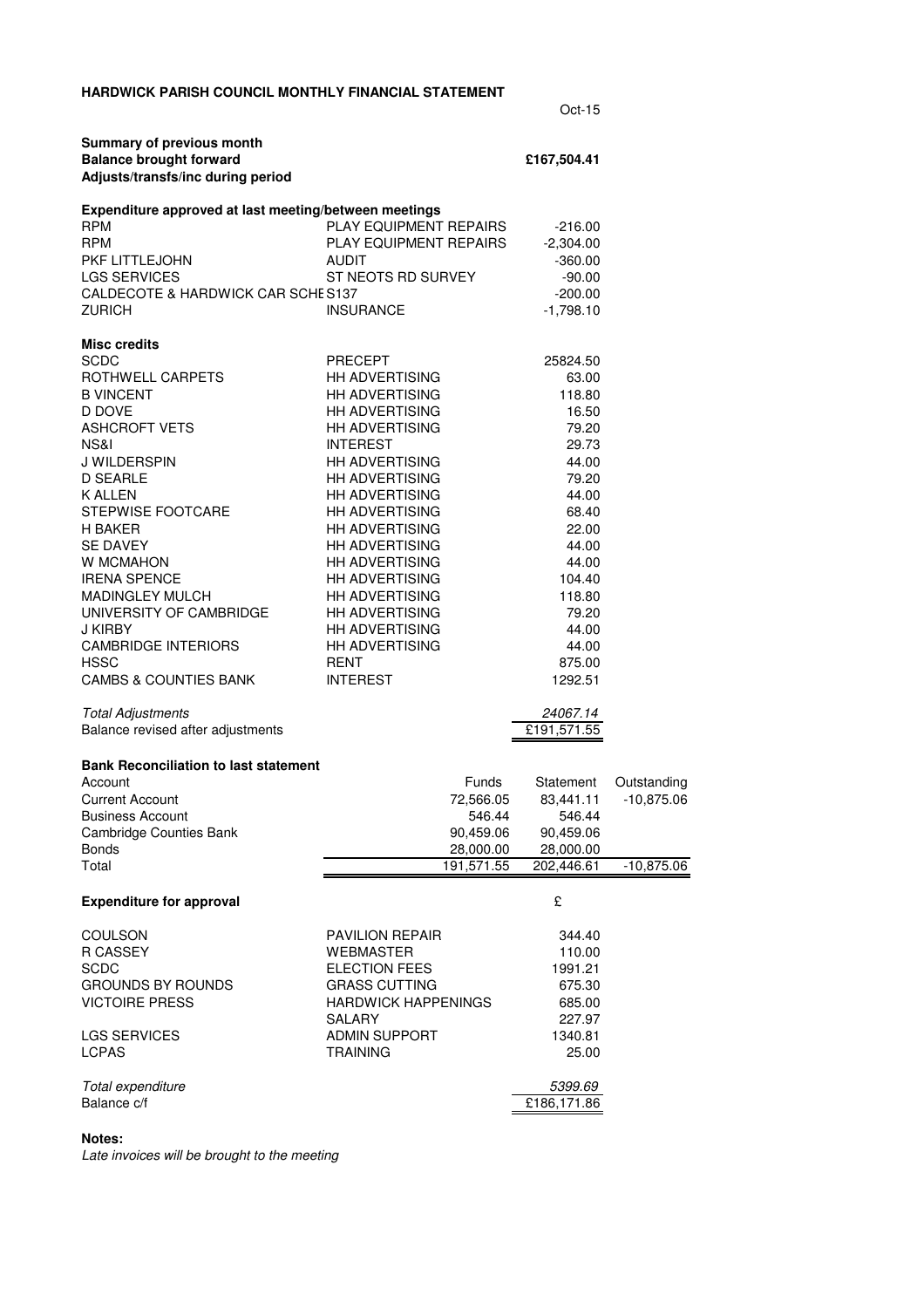**HARDWICK PARISH COUNCIL MONTHLY FINANCIAL STATEMENT**

Oct-15

**Summary of previous month**
**Balance brought forward** **£167,504.41**
**Adjusts/transfs/inc during period**

**Expenditure approved at last meeting/between meetings**

| | | |
|---|---|---|
| RPM | PLAY EQUIPMENT REPAIRS | -216.00 |
| RPM | PLAY EQUIPMENT REPAIRS | -2,304.00 |
| PKF LITTLEJOHN | AUDIT | -360.00 |
| LGS SERVICES | ST NEOTS RD SURVEY | -90.00 |
| CALDECOTE & HARDWICK CAR SCHE | S137 | -200.00 |
| ZURICH | INSURANCE | -1,798.10 |

**Misc credits**

| | | |
|---|---|---|
| SCDC | PRECEPT | 25824.50 |
| ROTHWELL CARPETS | HH ADVERTISING | 63.00 |
| B VINCENT | HH ADVERTISING | 118.80 |
| D DOVE | HH ADVERTISING | 16.50 |
| ASHCROFT VETS | HH ADVERTISING | 79.20 |
| NS&I | INTEREST | 29.73 |
| J WILDERSPIN | HH ADVERTISING | 44.00 |
| D SEARLE | HH ADVERTISING | 79.20 |
| K ALLEN | HH ADVERTISING | 44.00 |
| STEPWISE FOOTCARE | HH ADVERTISING | 68.40 |
| H BAKER | HH ADVERTISING | 22.00 |
| SE DAVEY | HH ADVERTISING | 44.00 |
| W MCMAHON | HH ADVERTISING | 44.00 |
| IRENA SPENCE | HH ADVERTISING | 104.40 |
| MADINGLEY MULCH | HH ADVERTISING | 118.80 |
| UNIVERSITY OF CAMBRIDGE | HH ADVERTISING | 79.20 |
| J KIRBY | HH ADVERTISING | 44.00 |
| CAMBRIDGE INTERIORS | HH ADVERTISING | 44.00 |
| HSSC | RENT | 875.00 |
| CAMBS & COUNTIES BANK | INTEREST | 1292.51 |

*Total Adjustments* *24067.14*
Balance revised after adjustments £191,571.55

**Bank Reconciliation to last statement**

| Account | Funds | Statement | Outstanding |
|---|---|---|---|
| Current Account | 72,566.05 | 83,441.11 | -10,875.06 |
| Business Account | 546.44 | 546.44 | |
| Cambridge Counties Bank | 90,459.06 | 90,459.06 | |
| Bonds | 28,000.00 | 28,000.00 | |
| Total | 191,571.55 | 202,446.61 | -10,875.06 |

**Expenditure for approval**

| | | £ |
|---|---|---|
| COULSON | PAVILION REPAIR | 344.40 |
| R CASSEY | WEBMASTER | 110.00 |
| SCDC | ELECTION FEES | 1991.21 |
| GROUNDS BY ROUNDS | GRASS CUTTING | 675.30 |
| VICTOIRE PRESS | HARDWICK HAPPENINGS | 685.00 |
| | SALARY | 227.97 |
| LGS SERVICES | ADMIN SUPPORT | 1340.81 |
| LCPAS | TRAINING | 25.00 |

*Total expenditure* *5399.69*
Balance c/f £186,171.86

**Notes:**
*Late invoices will be brought to the meeting*